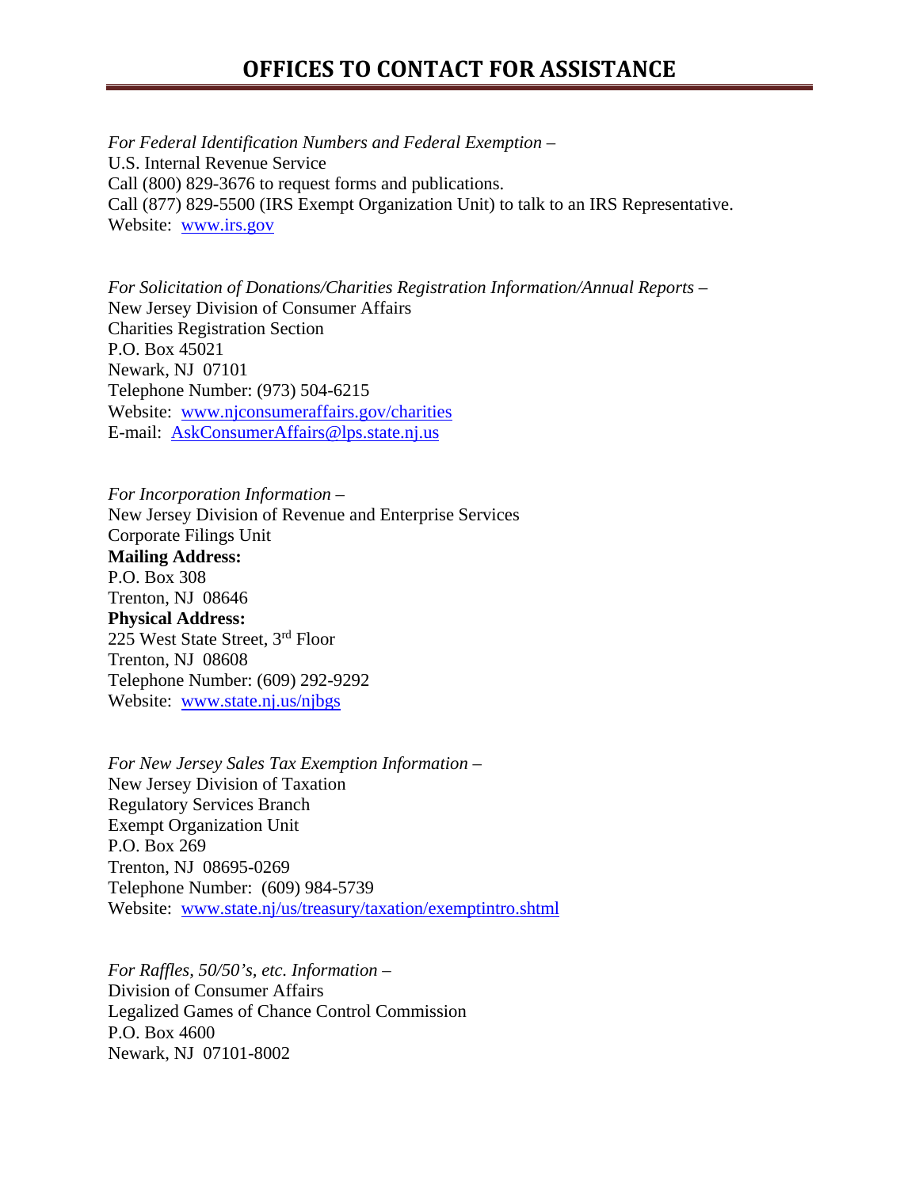# OFFICES TO CONTACT FOR ASSISTANCE

*For Federal Identification Numbers and Federal Exemption* –
U.S. Internal Revenue Service
Call (800) 829-3676 to request forms and publications.
Call (877) 829-5500 (IRS Exempt Organization Unit) to talk to an IRS Representative.
Website: www.irs.gov

*For Solicitation of Donations/Charities Registration Information/Annual Reports* –
New Jersey Division of Consumer Affairs
Charities Registration Section
P.O. Box 45021
Newark, NJ 07101
Telephone Number: (973) 504-6215
Website: www.njconsumeraffairs.gov/charities
E-mail: AskConsumerAffairs@lps.state.nj.us

*For Incorporation Information* –
New Jersey Division of Revenue and Enterprise Services
Corporate Filings Unit
**Mailing Address:**
P.O. Box 308
Trenton, NJ 08646
**Physical Address:**
225 West State Street, 3rd Floor
Trenton, NJ 08608
Telephone Number: (609) 292-9292
Website: www.state.nj.us/njbgs

*For New Jersey Sales Tax Exemption Information* –
New Jersey Division of Taxation
Regulatory Services Branch
Exempt Organization Unit
P.O. Box 269
Trenton, NJ 08695-0269
Telephone Number: (609) 984-5739
Website: www.state.nj/us/treasury/taxation/exemptintro.shtml

*For Raffles, 50/50's, etc. Information* –
Division of Consumer Affairs
Legalized Games of Chance Control Commission
P.O. Box 4600
Newark, NJ 07101-8002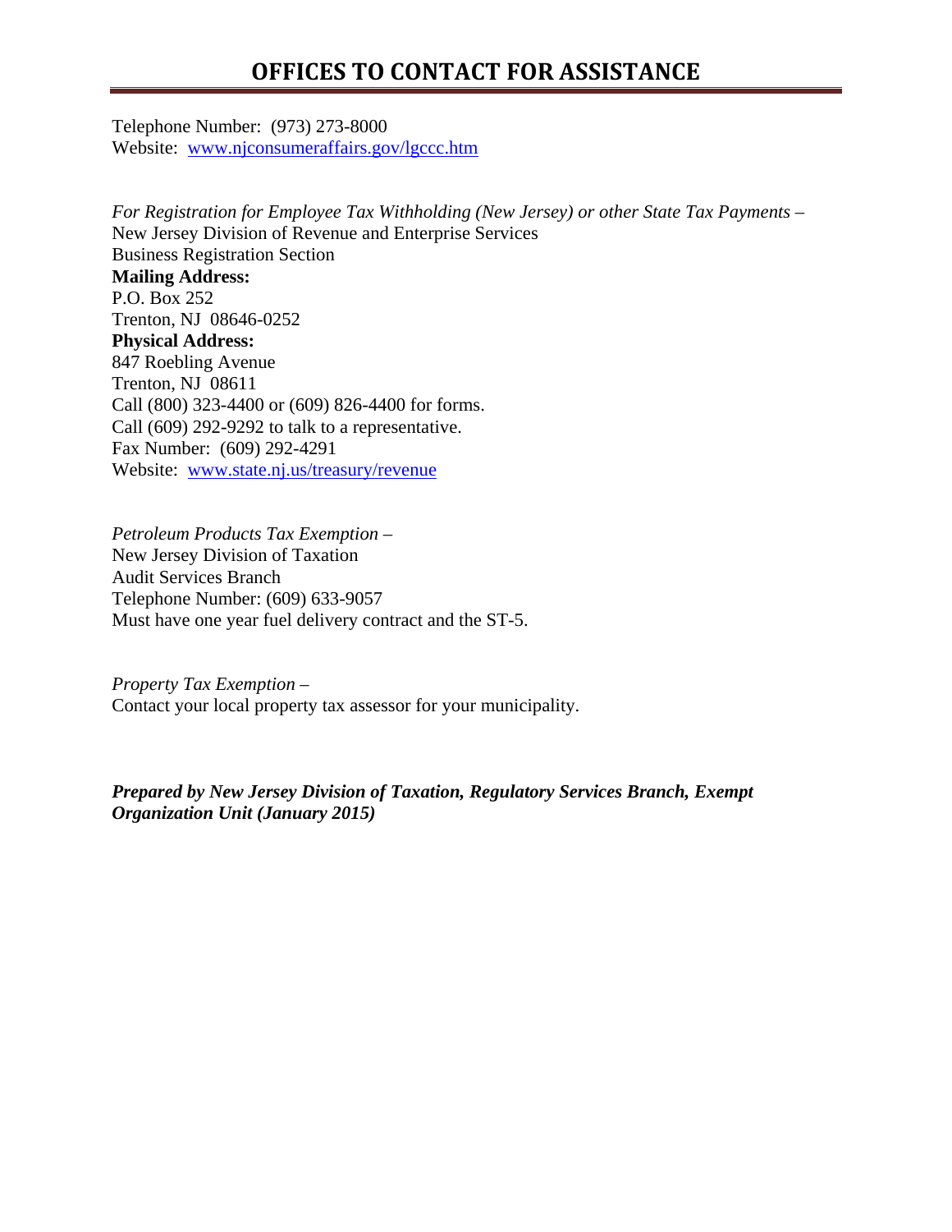# OFFICES TO CONTACT FOR ASSISTANCE

Telephone Number: (973) 273-8000
Website: www.njconsumeraffairs.gov/lgccc.htm

*For Registration for Employee Tax Withholding (New Jersey) or other State Tax Payments* –
New Jersey Division of Revenue and Enterprise Services
Business Registration Section
**Mailing Address:**
P.O. Box 252
Trenton, NJ 08646-0252
**Physical Address:**
847 Roebling Avenue
Trenton, NJ 08611
Call (800) 323-4400 or (609) 826-4400 for forms.
Call (609) 292-9292 to talk to a representative.
Fax Number: (609) 292-4291
Website: www.state.nj.us/treasury/revenue

*Petroleum Products Tax Exemption* –
New Jersey Division of Taxation
Audit Services Branch
Telephone Number: (609) 633-9057
Must have one year fuel delivery contract and the ST-5.

*Property Tax Exemption* –
Contact your local property tax assessor for your municipality.

***Prepared by New Jersey Division of Taxation, Regulatory Services Branch, Exempt Organization Unit (January 2015)***